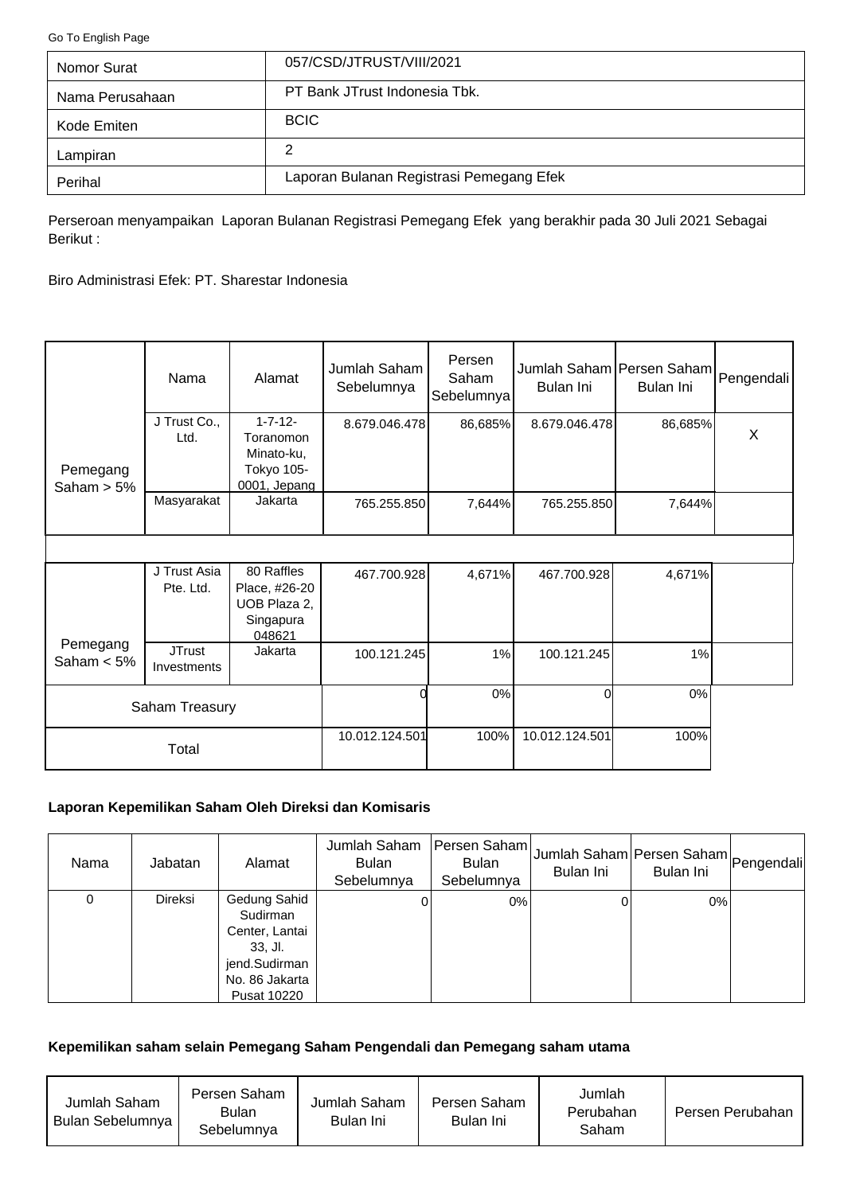Go To English Page

| Nomor Surat | 057/CSD/JTRUST/VIII/2021 |
|---|---|
| Nama Perusahaan | PT Bank JTrust Indonesia Tbk. |
| Kode Emiten | BCIC |
| Lampiran | 2 |
| Perihal | Laporan Bulanan Registrasi Pemegang Efek |

Perseroan menyampaikan Laporan Bulanan Registrasi Pemegang Efek yang berakhir pada 30 Juli 2021 Sebagai Berikut :

Biro Administrasi Efek: PT. Sharestar Indonesia

| | Nama | Alamat | Jumlah Saham Sebelumnya | Persen Saham Sebelumnya | Jumlah Saham Bulan Ini | Persen Saham Bulan Ini | Pengendali |
|---|---|---|---|---|---|---|---|
| Pemegang Saham > 5% | J Trust Co., Ltd. | 1-7-12-Toranomon Minato-ku, Tokyo 105-0001, Jepang | 8.679.046.478 | 86,685% | 8.679.046.478 | 86,685% | X |
| | Masyarakat | Jakarta | 765.255.850 | 7,644% | 765.255.850 | 7,644% | |
| | | | | | | | |
| Pemegang Saham < 5% | J Trust Asia Pte. Ltd. | 80 Raffles Place, #26-20 UOB Plaza 2, Singapura 048621 | 467.700.928 | 4,671% | 467.700.928 | 4,671% | |
| | JTrust Investments | Jakarta | 100.121.245 | 1% | 100.121.245 | 1% | |
| Saham Treasury | | | 0 | 0% | 0 | 0% | |
| Total | | | 10.012.124.501 | 100% | 10.012.124.501 | 100% | |

**Laporan Kepemilikan Saham Oleh Direksi dan Komisaris**

| Nama | Jabatan | Alamat | Jumlah Saham Bulan Sebelumnya | Persen Saham Bulan Sebelumnya | Jumlah Saham Bulan Ini | Persen Saham Bulan Ini | Pengendali |
|---|---|---|---|---|---|---|---|
| 0 | Direksi | Gedung Sahid Sudirman Center, Lantai 33, Jl. jend.Sudirman No. 86 Jakarta Pusat 10220 | 0 | 0% | 0 | 0% | |

**Kepemilikan saham selain Pemegang Saham Pengendali dan Pemegang saham utama**

| Jumlah Saham Bulan Sebelumnya | Persen Saham Bulan Sebelumnya | Jumlah Saham Bulan Ini | Persen Saham Bulan Ini | Jumlah Perubahan Saham | Persen Perubahan |
|---|---|---|---|---|---|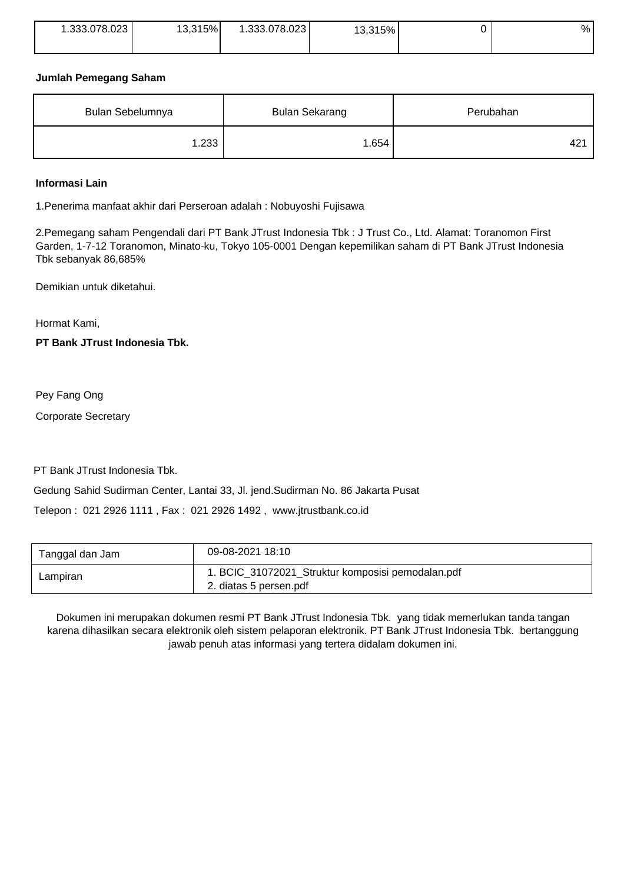| 1.333.078.023 | 13,315% | 1.333.078.023 | 13,315% | 0 | % |
|---|---|---|---|---|---|

**Jumlah Pemegang Saham**

| Bulan Sebelumnya | Bulan Sekarang | Perubahan |
|---|---|---|
| 1.233 | 1.654 | 421 |

**Informasi Lain**

1.Penerima manfaat akhir dari Perseroan adalah : Nobuyoshi Fujisawa

2.Pemegang saham Pengendali dari PT Bank JTrust Indonesia Tbk : J Trust Co., Ltd. Alamat: Toranomon First Garden, 1-7-12 Toranomon, Minato-ku, Tokyo 105-0001 Dengan kepemilikan saham di PT Bank JTrust Indonesia Tbk sebanyak 86,685%

Demikian untuk diketahui.

Hormat Kami,

**PT Bank JTrust Indonesia Tbk.**

Pey Fang Ong

Corporate Secretary

PT Bank JTrust Indonesia Tbk.

Gedung Sahid Sudirman Center, Lantai 33, Jl. jend.Sudirman No. 86 Jakarta Pusat

Telepon : 021 2926 1111 , Fax : 021 2926 1492 , www.jtrustbank.co.id

| Tanggal dan Jam | 09-08-2021 18:10 |
|---|---|
| Lampiran | 1. BCIC_31072021_Struktur komposisi pemodalan.pdf<br>2. diatas 5 persen.pdf |

Dokumen ini merupakan dokumen resmi PT Bank JTrust Indonesia Tbk. yang tidak memerlukan tanda tangan karena dihasilkan secara elektronik oleh sistem pelaporan elektronik. PT Bank JTrust Indonesia Tbk. bertanggung jawab penuh atas informasi yang tertera didalam dokumen ini.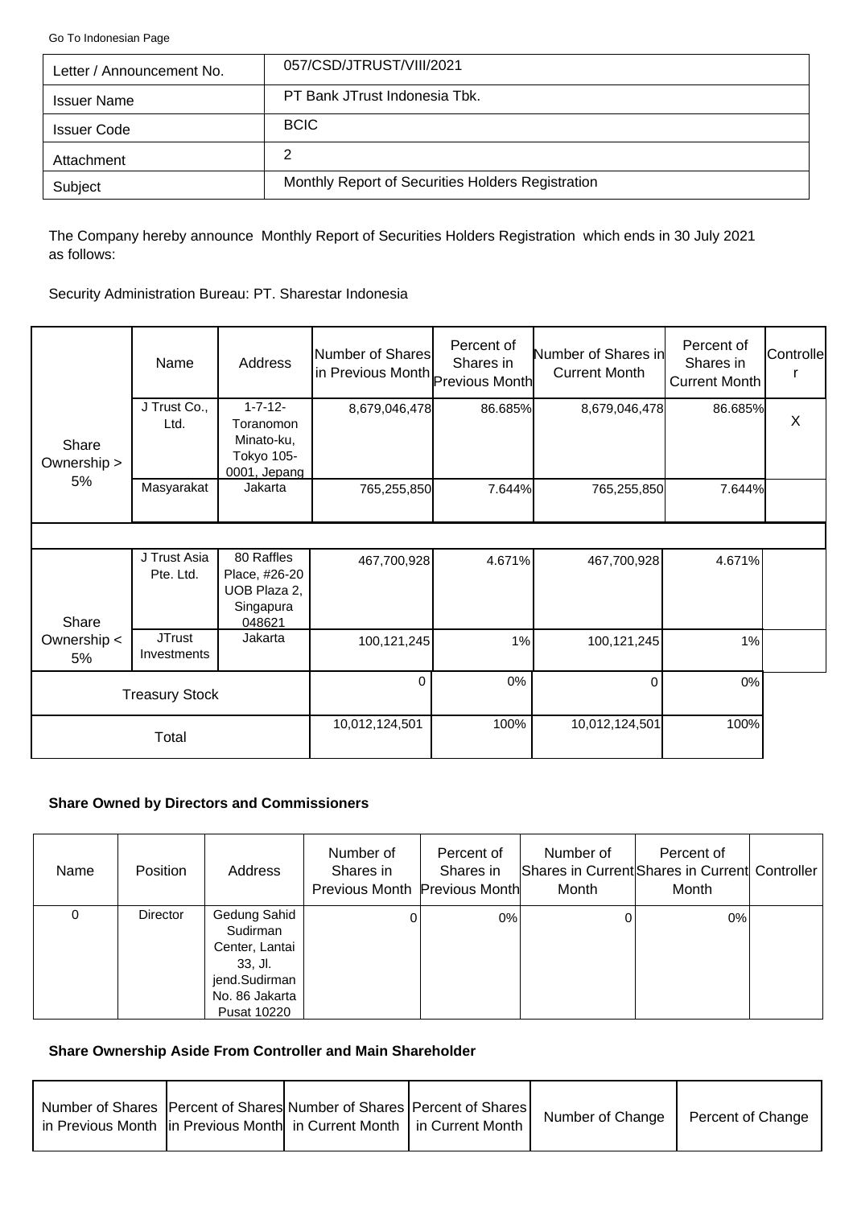Go To Indonesian Page

| Letter / Announcement No. | 057/CSD/JTRUST/VIII/2021 |
|---|---|
| Issuer Name | PT Bank JTrust Indonesia Tbk. |
| Issuer Code | BCIC |
| Attachment | 2 |
| Subject | Monthly Report of Securities Holders Registration |

The Company hereby announce Monthly Report of Securities Holders Registration which ends in 30 July 2021 as follows:

Security Administration Bureau: PT. Sharestar Indonesia

| | Name | Address | Number of Shares in Previous Month | Percent of Shares in Previous Month | Number of Shares in Current Month | Percent of Shares in Current Month | Controller |
|---|---|---|---|---|---|---|---|
| Share Ownership > 5% | J Trust Co., Ltd. | 1-7-12- Toranomon Minato-ku, Tokyo 105-0001, Jepang | 8,679,046,478 | 86.685% | 8,679,046,478 | 86.685% | X |
| | Masyarakat | Jakarta | 765,255,850 | 7.644% | 765,255,850 | 7.644% | |
| Share Ownership < 5% | J Trust Asia Pte. Ltd. | 80 Raffles Place, #26-20 UOB Plaza 2, Singapura 048621 | 467,700,928 | 4.671% | 467,700,928 | 4.671% | |
| | JTrust Investments | Jakarta | 100,121,245 | 1% | 100,121,245 | 1% | |
| Treasury Stock | | | 0 | 0% | 0 | 0% | |
| Total | | | 10,012,124,501 | 100% | 10,012,124,501 | 100% | |

**Share Owned by Directors and Commissioners**

| Name | Position | Address | Number of Shares in Previous Month | Percent of Shares in Previous Month | Number of Shares in Current Month | Percent of Shares in Current Month | Controller |
|---|---|---|---|---|---|---|---|
| 0 | Director | Gedung Sahid Sudirman Center, Lantai 33, Jl. jend.Sudirman No. 86 Jakarta Pusat 10220 | 0 | 0% | 0 | 0% | |

**Share Ownership Aside From Controller and Main Shareholder**

| Number of Shares in Previous Month | Percent of Shares in Previous Month | Number of Shares in Current Month | Percent of Shares in Current Month | Number of Change | Percent of Change |
|---|---|---|---|---|---|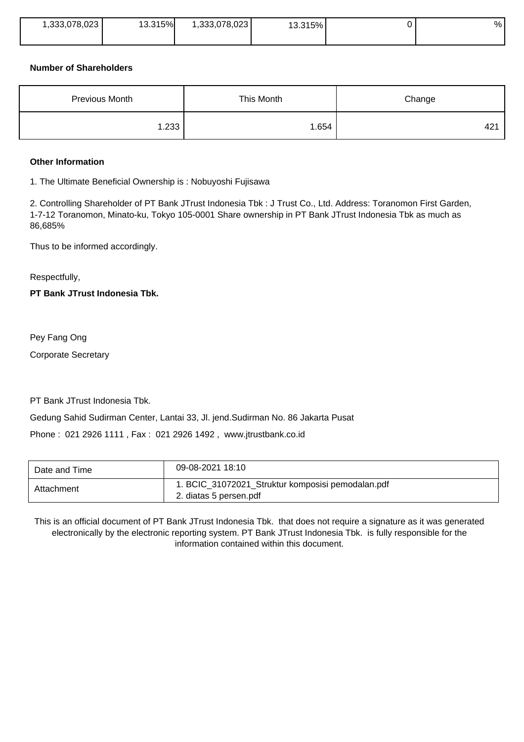| | | | | | |
|---|---|---|---|---|---|
| 1,333,078,023 | 13.315% | 1,333,078,023 | 13.315% | 0 | % |

**Number of Shareholders**

| Previous Month | This Month | Change |
|---|---|---|
| 1.233 | 1.654 | 421 |

**Other Information**

1. The Ultimate Beneficial Ownership is : Nobuyoshi Fujisawa

2. Controlling Shareholder of PT Bank JTrust Indonesia Tbk : J Trust Co., Ltd. Address: Toranomon First Garden, 1-7-12 Toranomon, Minato-ku, Tokyo 105-0001 Share ownership in PT Bank JTrust Indonesia Tbk as much as 86,685%

Thus to be informed accordingly.

Respectfully,

**PT Bank JTrust Indonesia Tbk.**

Pey Fang Ong

Corporate Secretary

PT Bank JTrust Indonesia Tbk.

Gedung Sahid Sudirman Center, Lantai 33, Jl. jend.Sudirman No. 86 Jakarta Pusat

Phone : 021 2926 1111 , Fax : 021 2926 1492 , www.jtrustbank.co.id

| | |
|---|---|
| Date and Time | 09-08-2021 18:10 |
| Attachment | 1. BCIC_31072021_Struktur komposisi pemodalan.pdf<br>2. diatas 5 persen.pdf |

This is an official document of PT Bank JTrust Indonesia Tbk. that does not require a signature as it was generated electronically by the electronic reporting system. PT Bank JTrust Indonesia Tbk. is fully responsible for the information contained within this document.